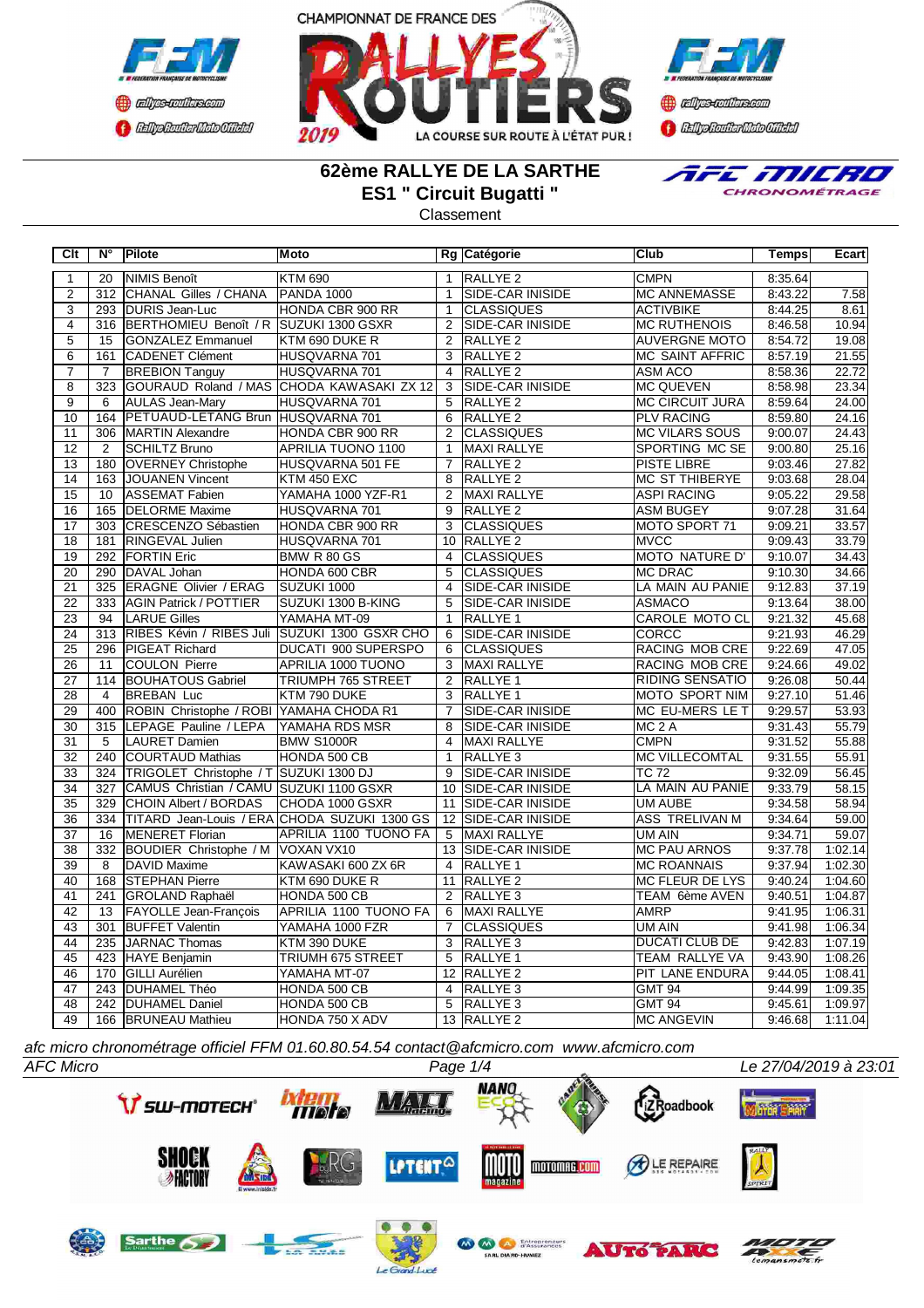# 62ème RALLYE DE LA SARTHE

## ES1 " Circuit Bugatti "

Classement

| Clt | N° | Pilote | Moto | Rg | Catégorie | Club | Temps | Ecart |
|---|---|---|---|---|---|---|---|---|
| 1 | 20 | NIMIS Benoît | KTM 690 | 1 | RALLYE 2 | CMPN | 8:35.64 | |
| 2 | 312 | CHANAL Gilles / CHANA | PANDA 1000 | 1 | SIDE-CAR INISIDE | MC ANNEMASSE | 8:43.22 | 7.58 |
| 3 | 293 | DURIS Jean-Luc | HONDA CBR 900 RR | 1 | CLASSIQUES | ACTIVBIKE | 8:44.25 | 8.61 |
| 4 | 316 | BERTHOMIEU Benoît / R | SUZUKI 1300 GSXR | 2 | SIDE-CAR INISIDE | MC RUTHENOIS | 8:46.58 | 10.94 |
| 5 | 15 | GONZALEZ Emmanuel | KTM 690 DUKE R | 2 | RALLYE 2 | AUVERGNE MOTO | 8:54.72 | 19.08 |
| 6 | 161 | CADENET Clément | HUSQVARNA 701 | 3 | RALLYE 2 | MC SAINT AFFRIC | 8:57.19 | 21.55 |
| 7 | 7 | BREBION Tanguy | HUSQVARNA 701 | 4 | RALLYE 2 | ASM ACO | 8:58.36 | 22.72 |
| 8 | 323 | GOURAUD Roland / MAS | CHODA KAWASAKI ZX 12 | 3 | SIDE-CAR INISIDE | MC QUEVEN | 8:58.98 | 23.34 |
| 9 | 6 | AULAS Jean-Mary | HUSQVARNA 701 | 5 | RALLYE 2 | MC CIRCUIT JURA | 8:59.64 | 24.00 |
| 10 | 164 | PETUAUD-LETANG Brun | HUSQVARNA 701 | 6 | RALLYE 2 | PLV RACING | 8:59.80 | 24.16 |
| 11 | 306 | MARTIN Alexandre | HONDA CBR 900 RR | 2 | CLASSIQUES | MC VILARS SOUS | 9:00.07 | 24.43 |
| 12 | 2 | SCHILTZ Bruno | APRILIA TUONO 1100 | 1 | MAXI RALLYE | SPORTING MC SE | 9:00.80 | 25.16 |
| 13 | 180 | OVERNEY Christophe | HUSQVARNA 501 FE | 7 | RALLYE 2 | PISTE LIBRE | 9:03.46 | 27.82 |
| 14 | 163 | JOUANEN Vincent | KTM 450 EXC | 8 | RALLYE 2 | MC ST THIBERYE | 9:03.68 | 28.04 |
| 15 | 10 | ASSEMAT Fabien | YAMAHA 1000 YZF-R1 | 2 | MAXI RALLYE | ASPI RACING | 9:05.22 | 29.58 |
| 16 | 165 | DELORME Maxime | HUSQVARNA 701 | 9 | RALLYE 2 | ASM BUGEY | 9:07.28 | 31.64 |
| 17 | 303 | CRESCENZO Sébastien | HONDA CBR 900 RR | 3 | CLASSIQUES | MOTO SPORT 71 | 9:09.21 | 33.57 |
| 18 | 181 | RINGEVAL Julien | HUSQVARNA 701 | 10 | RALLYE 2 | MVCC | 9:09.43 | 33.79 |
| 19 | 292 | FORTIN Eric | BMW R 80 GS | 4 | CLASSIQUES | MOTO NATURE D' | 9:10.07 | 34.43 |
| 20 | 290 | DAVAL Johan | HONDA 600 CBR | 5 | CLASSIQUES | MC DRAC | 9:10.30 | 34.66 |
| 21 | 325 | ERAGNE Olivier / ERAG | SUZUKI 1000 | 4 | SIDE-CAR INISIDE | LA MAIN AU PANIE | 9:12.83 | 37.19 |
| 22 | 333 | AGIN Patrick / POTTIER | SUZUKI 1300 B-KING | 5 | SIDE-CAR INISIDE | ASMACO | 9:13.64 | 38.00 |
| 23 | 94 | LARUE Gilles | YAMAHA MT-09 | 1 | RALLYE 1 | CAROLE MOTO CL | 9:21.32 | 45.68 |
| 24 | 313 | RIBES Kévin / RIBES Juli | SUZUKI 1300 GSXR CHO | 6 | SIDE-CAR INISIDE | CORCC | 9:21.93 | 46.29 |
| 25 | 296 | PIGEAT Richard | DUCATI 900 SUPERSPO | 6 | CLASSIQUES | RACING MOB CRE | 9:22.69 | 47.05 |
| 26 | 11 | COULON Pierre | APRILIA 1000 TUONO | 3 | MAXI RALLYE | RACING MOB CRE | 9:24.66 | 49.02 |
| 27 | 114 | BOUHATOUS Gabriel | TRIUMPH 765 STREET | 2 | RALLYE 1 | RIDING SENSATIO | 9:26.08 | 50.44 |
| 28 | 4 | BREBAN Luc | KTM 790 DUKE | 3 | RALLYE 1 | MOTO SPORT NIM | 9:27.10 | 51.46 |
| 29 | 400 | ROBIN Christophe / ROBI | YAMAHA CHODA R1 | 7 | SIDE-CAR INISIDE | MC EU-MERS LE T | 9:29.57 | 53.93 |
| 30 | 315 | LEPAGE Pauline / LEPA | YAMAHA RDS MSR | 8 | SIDE-CAR INISIDE | MC 2 A | 9:31.43 | 55.79 |
| 31 | 5 | LAURET Damien | BMW S1000R | 4 | MAXI RALLYE | CMPN | 9:31.52 | 55.88 |
| 32 | 240 | COURTAUD Mathias | HONDA 500 CB | 1 | RALLYE 3 | MC VILLECOMTAL | 9:31.55 | 55.91 |
| 33 | 324 | TRIGOLET Christophe / T | SUZUKI 1300 DJ | 9 | SIDE-CAR INISIDE | TC 72 | 9:32.09 | 56.45 |
| 34 | 327 | CAMUS Christian / CAMU | SUZUKI 1100 GSXR | 10 | SIDE-CAR INISIDE | LA MAIN AU PANIE | 9:33.79 | 58.15 |
| 35 | 329 | CHOIN Albert / BORDAS | CHODA 1000 GSXR | 11 | SIDE-CAR INISIDE | UM AUBE | 9:34.58 | 58.94 |
| 36 | 334 | TITARD Jean-Louis / ERA | CHODA SUZUKI 1300 GS | 12 | SIDE-CAR INISIDE | ASS TRELIVAN M | 9:34.64 | 59.00 |
| 37 | 16 | MENERET Florian | APRILIA 1100 TUONO FA | 5 | MAXI RALLYE | UM AIN | 9:34.71 | 59.07 |
| 38 | 332 | BOUDIER Christophe / M | VOXAN VX10 | 13 | SIDE-CAR INISIDE | MC PAU ARNOS | 9:37.78 | 1:02.14 |
| 39 | 8 | DAVID Maxime | KAWASAKI 600 ZX 6R | 4 | RALLYE 1 | MC ROANNAIS | 9:37.94 | 1:02.30 |
| 40 | 168 | STEPHAN Pierre | KTM 690 DUKE R | 11 | RALLYE 2 | MC FLEUR DE LYS | 9:40.24 | 1:04.60 |
| 41 | 241 | GROLAND Raphaël | HONDA 500 CB | 2 | RALLYE 3 | TEAM 6ème AVEN | 9:40.51 | 1:04.87 |
| 42 | 13 | FAYOLLE Jean-François | APRILIA 1100 TUONO FA | 6 | MAXI RALLYE | AMRP | 9:41.95 | 1:06.31 |
| 43 | 301 | BUFFET Valentin | YAMAHA 1000 FZR | 7 | CLASSIQUES | UM AIN | 9:41.98 | 1:06.34 |
| 44 | 235 | JARNAC Thomas | KTM 390 DUKE | 3 | RALLYE 3 | DUCATI CLUB DE | 9:42.83 | 1:07.19 |
| 45 | 423 | HAYE Benjamin | TRIUMH 675 STREET | 5 | RALLYE 1 | TEAM RALLYE VA | 9:43.90 | 1:08.26 |
| 46 | 170 | GILLI Aurélien | YAMAHA MT-07 | 12 | RALLYE 2 | PIT LANE ENDURA | 9:44.05 | 1:08.41 |
| 47 | 243 | DUHAMEL Théo | HONDA 500 CB | 4 | RALLYE 3 | GMT 94 | 9:44.99 | 1:09.35 |
| 48 | 242 | DUHAMEL Daniel | HONDA 500 CB | 5 | RALLYE 3 | GMT 94 | 9:45.61 | 1:09.97 |
| 49 | 166 | BRUNEAU Mathieu | HONDA 750 X ADV | 13 | RALLYE 2 | MC ANGEVIN | 9:46.68 | 1:11.04 |

*afc micro chronométrage officiel FFM 01.60.80.54.54 contact@afcmicro.com www.afcmicro.com*

*AFC Micro* — *Le 27/04/2019 à 23:01*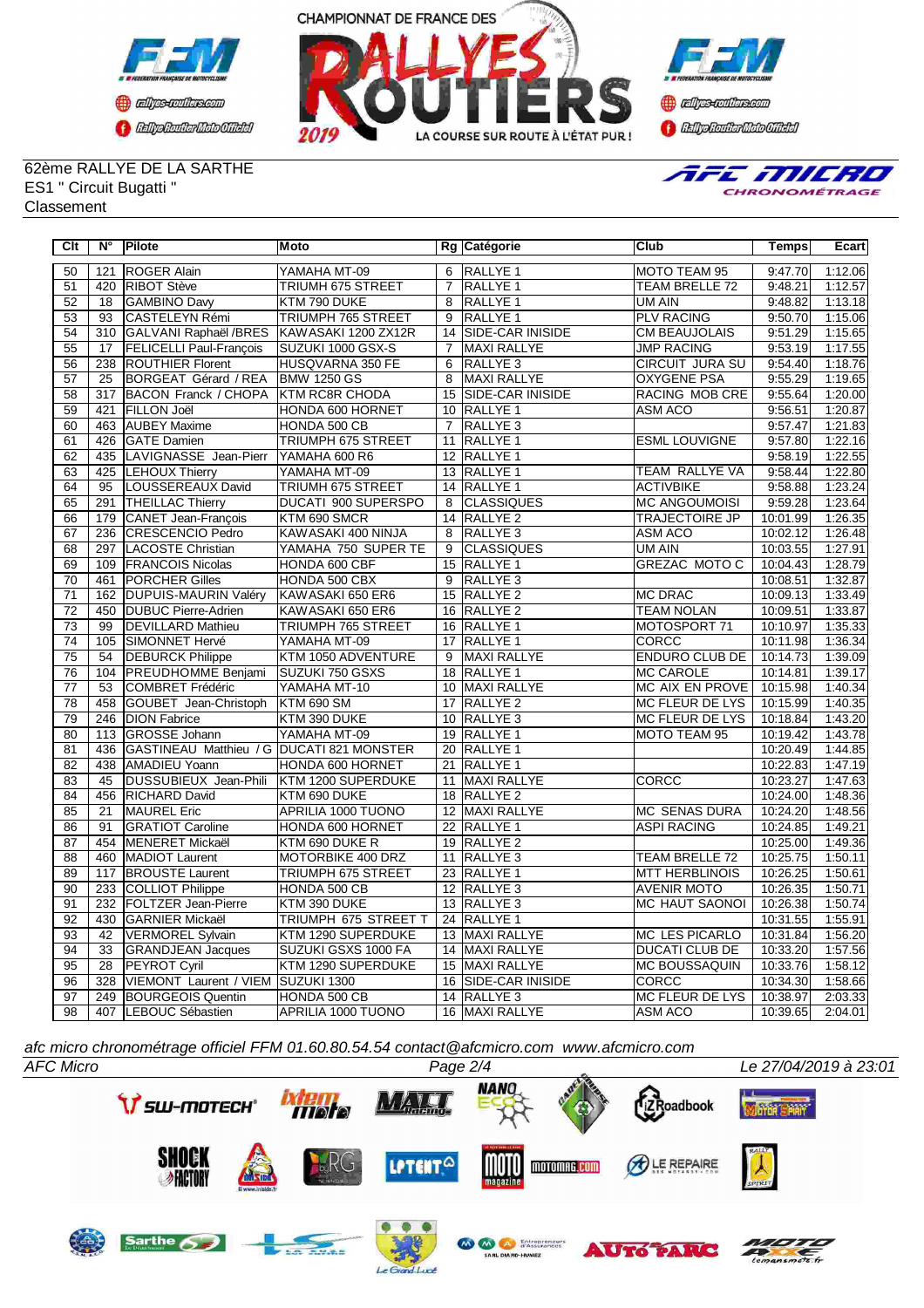62ème RALLYE DE LA SARTHE
ES1 " Circuit Bugatti "
Classement

| Clt | N° | Pilote | Moto | Rg | Catégorie | Club | Temps | Ecart |
|---|---|---|---|---|---|---|---|---|
| 50 | 121 | ROGER Alain | YAMAHA MT-09 | 6 | RALLYE 1 | MOTO TEAM 95 | 9:47.70 | 1:12.06 |
| 51 | 420 | RIBOT Stève | TRIUMH 675 STREET | 7 | RALLYE 1 | TEAM BRELLE 72 | 9:48.21 | 1:12.57 |
| 52 | 18 | GAMBINO Davy | KTM 790 DUKE | 8 | RALLYE 1 | UM AIN | 9:48.82 | 1:13.18 |
| 53 | 93 | CASTELEYN Rémi | TRIUMPH 765 STREET | 9 | RALLYE 1 | PLV RACING | 9:50.70 | 1:15.06 |
| 54 | 310 | GALVANI Raphaël /BRES | KAWASAKI 1200 ZX12R | 14 | SIDE-CAR INISIDE | CM BEAUJOLAIS | 9:51.29 | 1:15.65 |
| 55 | 17 | FELICELLI Paul-François | SUZUKI 1000 GSX-S | 7 | MAXI RALLYE | JMP RACING | 9:53.19 | 1:17.55 |
| 56 | 238 | ROUTHIER Florent | HUSQVARNA 350 FE | 6 | RALLYE 3 | CIRCUIT JURA SU | 9:54.40 | 1:18.76 |
| 57 | 25 | BORGEAT Gérard / REA | BMW 1250 GS | 8 | MAXI RALLYE | OXYGENE PSA | 9:55.29 | 1:19.65 |
| 58 | 317 | BACON Franck / CHOPA | KTM RC8R CHODA | 15 | SIDE-CAR INISIDE | RACING MOB CRE | 9:55.64 | 1:20.00 |
| 59 | 421 | FILLON Joël | HONDA 600 HORNET | 10 | RALLYE 1 | ASM ACO | 9:56.51 | 1:20.87 |
| 60 | 463 | AUBEY Maxime | HONDA 500 CB | 7 | RALLYE 3 | | 9:57.47 | 1:21.83 |
| 61 | 426 | GATE Damien | TRIUMPH 675 STREET | 11 | RALLYE 1 | ESML LOUVIGNE | 9:57.80 | 1:22.16 |
| 62 | 435 | LAVIGNASSE Jean-Pierr | YAMAHA 600 R6 | 12 | RALLYE 1 | | 9:58.19 | 1:22.55 |
| 63 | 425 | LEHOUX Thierry | YAMAHA MT-09 | 13 | RALLYE 1 | TEAM RALLYE VA | 9:58.44 | 1:22.80 |
| 64 | 95 | LOUSSEREAUX David | TRIUMH 675 STREET | 14 | RALLYE 1 | ACTIVBIKE | 9:58.88 | 1:23.24 |
| 65 | 291 | THEILLAC Thierry | DUCATI 900 SUPERSPO | 8 | CLASSIQUES | MC ANGOUMOISI | 9:59.28 | 1:23.64 |
| 66 | 179 | CANET Jean-François | KTM 690 SMCR | 14 | RALLYE 2 | TRAJECTOIRE JP | 10:01.99 | 1:26.35 |
| 67 | 236 | CRESCENCIO Pedro | KAWASAKI 400 NINJA | 8 | RALLYE 3 | ASM ACO | 10:02.12 | 1:26.48 |
| 68 | 297 | LACOSTE Christian | YAMAHA 750 SUPER TE | 9 | CLASSIQUES | UM AIN | 10:03.55 | 1:27.91 |
| 69 | 109 | FRANCOIS Nicolas | HONDA 600 CBF | 15 | RALLYE 1 | GREZAC MOTO C | 10:04.43 | 1:28.79 |
| 70 | 461 | PORCHER Gilles | HONDA 500 CBX | 9 | RALLYE 3 | | 10:08.51 | 1:32.87 |
| 71 | 162 | DUPUIS-MAURIN Valéry | KAWASAKI 650 ER6 | 15 | RALLYE 2 | MC DRAC | 10:09.13 | 1:33.49 |
| 72 | 450 | DUBUC Pierre-Adrien | KAWASAKI 650 ER6 | 16 | RALLYE 2 | TEAM NOLAN | 10:09.51 | 1:33.87 |
| 73 | 99 | DEVILLARD Mathieu | TRIUMPH 765 STREET | 16 | RALLYE 1 | MOTOSPORT 71 | 10:10.97 | 1:35.33 |
| 74 | 105 | SIMONNET Hervé | YAMAHA MT-09 | 17 | RALLYE 1 | CORCC | 10:11.98 | 1:36.34 |
| 75 | 54 | DEBURCK Philippe | KTM 1050 ADVENTURE | 9 | MAXI RALLYE | ENDURO CLUB DE | 10:14.73 | 1:39.09 |
| 76 | 104 | PREUDHOMME Benjami | SUZUKI 750 GSXS | 18 | RALLYE 1 | MC CAROLE | 10:14.81 | 1:39.17 |
| 77 | 53 | COMBRET Frédéric | YAMAHA MT-10 | 10 | MAXI RALLYE | MC AIX EN PROVE | 10:15.98 | 1:40.34 |
| 78 | 458 | GOUBET Jean-Christoph | KTM 690 SM | 17 | RALLYE 2 | MC FLEUR DE LYS | 10:15.99 | 1:40.35 |
| 79 | 246 | DION Fabrice | KTM 390 DUKE | 10 | RALLYE 3 | MC FLEUR DE LYS | 10:18.84 | 1:43.20 |
| 80 | 113 | GROSSE Johann | YAMAHA MT-09 | 19 | RALLYE 1 | MOTO TEAM 95 | 10:19.42 | 1:43.78 |
| 81 | 436 | GASTINEAU Matthieu / G | DUCATI 821 MONSTER | 20 | RALLYE 1 | | 10:20.49 | 1:44.85 |
| 82 | 438 | AMADIEU Yoann | HONDA 600 HORNET | 21 | RALLYE 1 | | 10:22.83 | 1:47.19 |
| 83 | 45 | DUSSUBIEUX Jean-Phili | KTM 1200 SUPERDUKE | 11 | MAXI RALLYE | CORCC | 10:23.27 | 1:47.63 |
| 84 | 456 | RICHARD David | KTM 690 DUKE | 18 | RALLYE 2 | | 10:24.00 | 1:48.36 |
| 85 | 21 | MAUREL Eric | APRILIA 1000 TUONO | 12 | MAXI RALLYE | MC SENAS DURA | 10:24.20 | 1:48.56 |
| 86 | 91 | GRATIOT Caroline | HONDA 600 HORNET | 22 | RALLYE 1 | ASPI RACING | 10:24.85 | 1:49.21 |
| 87 | 454 | MENERET Mickaël | KTM 690 DUKE R | 19 | RALLYE 2 | | 10:25.00 | 1:49.36 |
| 88 | 460 | MADIOT Laurent | MOTORBIKE 400 DRZ | 11 | RALLYE 3 | TEAM BRELLE 72 | 10:25.75 | 1:50.11 |
| 89 | 117 | BROUSTE Laurent | TRIUMPH 675 STREET | 23 | RALLYE 1 | MTT HERBLINOIS | 10:26.25 | 1:50.61 |
| 90 | 233 | COLLIOT Philippe | HONDA 500 CB | 12 | RALLYE 3 | AVENIR MOTO | 10:26.35 | 1:50.71 |
| 91 | 232 | FOLTZER Jean-Pierre | KTM 390 DUKE | 13 | RALLYE 3 | MC HAUT SAONOI | 10:26.38 | 1:50.74 |
| 92 | 430 | GARNIER Mickaël | TRIUMPH 675 STREET T | 24 | RALLYE 1 | | 10:31.55 | 1:55.91 |
| 93 | 42 | VERMOREL Sylvain | KTM 1290 SUPERDUKE | 13 | MAXI RALLYE | MC LES PICARLO | 10:31.84 | 1:56.20 |
| 94 | 33 | GRANDJEAN Jacques | SUZUKI GSXS 1000 FA | 14 | MAXI RALLYE | DUCATI CLUB DE | 10:33.20 | 1:57.56 |
| 95 | 28 | PEYROT Cyril | KTM 1290 SUPERDUKE | 15 | MAXI RALLYE | MC BOUSSAQUIN | 10:33.76 | 1:58.12 |
| 96 | 328 | VIEMONT Laurent / VIEM | SUZUKI 1300 | 16 | SIDE-CAR INISIDE | CORCC | 10:34.30 | 1:58.66 |
| 97 | 249 | BOURGEOIS Quentin | HONDA 500 CB | 14 | RALLYE 3 | MC FLEUR DE LYS | 10:38.97 | 2:03.33 |
| 98 | 407 | LEBOUC Sébastien | APRILIA 1000 TUONO | 16 | MAXI RALLYE | ASM ACO | 10:39.65 | 2:04.01 |

*afc micro chronométrage officiel FFM 01.60.80.54.54 contact@afcmicro.com www.afcmicro.com*

*AFC Micro* — *Le 27/04/2019 à 23:01*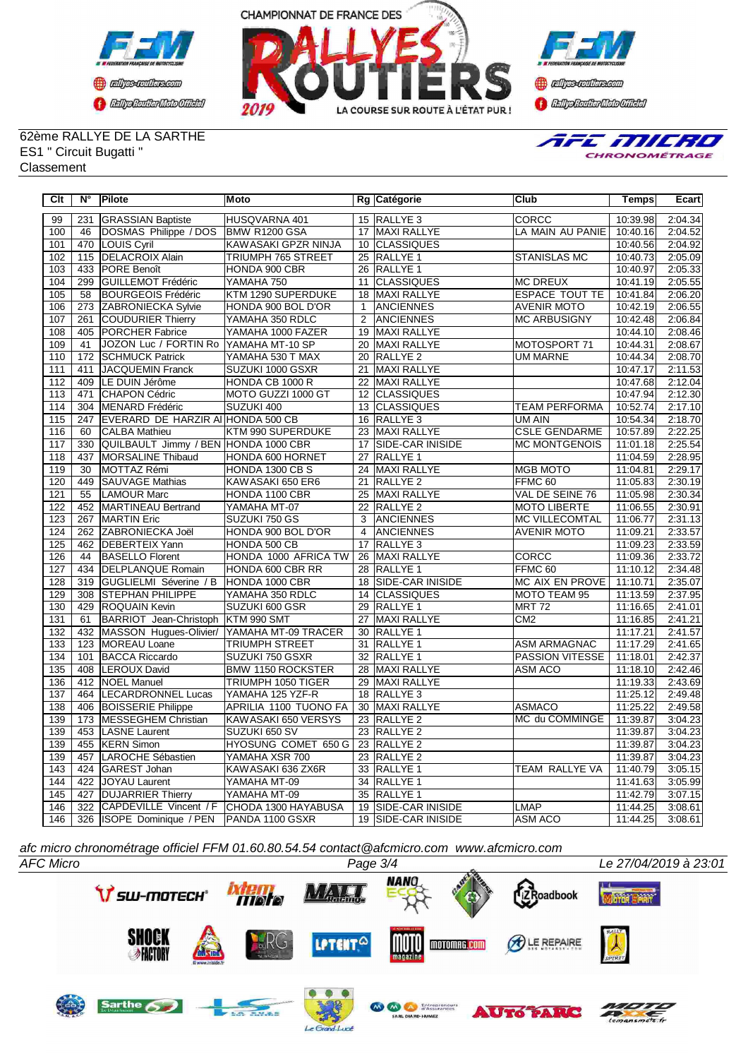CHAMPIONNAT DE FRANCE DES RALLYES ROUTIERS 2019 — LA COURSE SUR ROUTE À L'ÉTAT PUR !

62ème RALLYE DE LA SARTHE
ES1 " Circuit Bugatti "
Classement

| Clt | N° | Pilote | Moto | Rg | Catégorie | Club | Temps | Ecart |
|---|---|---|---|---|---|---|---|---|
| 99 | 231 | GRASSIAN Baptiste | HUSQVARNA 401 | 15 | RALLYE 3 | CORCC | 10:39.98 | 2:04.34 |
| 100 | 46 | DOSMAS Philippe / DOS | BMW R1200 GSA | 17 | MAXI RALLYE | LA MAIN AU PANIE | 10:40.16 | 2:04.52 |
| 101 | 470 | LOUIS Cyril | KAWASAKI GPZR NINJA | 10 | CLASSIQUES | | 10:40.56 | 2:04.92 |
| 102 | 115 | DELACROIX Alain | TRIUMPH 765 STREET | 25 | RALLYE 1 | STANISLAS MC | 10:40.73 | 2:05.09 |
| 103 | 433 | PORE Benoît | HONDA 900 CBR | 26 | RALLYE 1 | | 10:40.97 | 2:05.33 |
| 104 | 299 | GUILLEMOT Frédéric | YAMAHA 750 | 11 | CLASSIQUES | MC DREUX | 10:41.19 | 2:05.55 |
| 105 | 58 | BOURGEOIS Frédéric | KTM 1290 SUPERDUKE | 18 | MAXI RALLYE | ESPACE TOUT TE | 10:41.84 | 2:06.20 |
| 106 | 273 | ZABRONIECKA Sylvie | HONDA 900 BOL D'OR | 1 | ANCIENNES | AVENIR MOTO | 10:42.19 | 2:06.55 |
| 107 | 261 | COUDURIER Thierry | YAMAHA 350 RDLC | 2 | ANCIENNES | MC ARBUSIGNY | 10:42.48 | 2:06.84 |
| 108 | 405 | PORCHER Fabrice | YAMAHA 1000 FAZER | 19 | MAXI RALLYE | | 10:44.10 | 2:08.46 |
| 109 | 41 | JOZON Luc / FORTIN Ro | YAMAHA MT-10 SP | 20 | MAXI RALLYE | MOTOSPORT 71 | 10:44.31 | 2:08.67 |
| 110 | 172 | SCHMUCK Patrick | YAMAHA 530 T MAX | 20 | RALLYE 2 | UM MARNE | 10:44.34 | 2:08.70 |
| 111 | 411 | JACQUEMIN Franck | SUZUKI 1000 GSXR | 21 | MAXI RALLYE | | 10:47.17 | 2:11.53 |
| 112 | 409 | LE DUIN Jérôme | HONDA CB 1000 R | 22 | MAXI RALLYE | | 10:47.68 | 2:12.04 |
| 113 | 471 | CHAPON Cédric | MOTO GUZZI 1000 GT | 12 | CLASSIQUES | | 10:47.94 | 2:12.30 |
| 114 | 304 | MENARD Frédéric | SUZUKI 400 | 13 | CLASSIQUES | TEAM PERFORMA | 10:52.74 | 2:17.10 |
| 115 | 247 | EVERARD DE HARZIR Al | HONDA 500 CB | 16 | RALLYE 3 | UM AIN | 10:54.34 | 2:18.70 |
| 116 | 60 | CALBA Mathieu | KTM 990 SUPERDUKE | 23 | MAXI RALLYE | CSLE GENDARME | 10:57.89 | 2:22.25 |
| 117 | 330 | QUILBAULT Jimmy / BEN | HONDA 1000 CBR | 17 | SIDE-CAR INISIDE | MC MONTGENOIS | 11:01.18 | 2:25.54 |
| 118 | 437 | MORSALINE Thibaud | HONDA 600 HORNET | 27 | RALLYE 1 | | 11:04.59 | 2:28.95 |
| 119 | 30 | MOTTAZ Rémi | HONDA 1300 CB S | 24 | MAXI RALLYE | MGB MOTO | 11:04.81 | 2:29.17 |
| 120 | 449 | SAUVAGE Mathias | KAWASAKI 650 ER6 | 21 | RALLYE 2 | FFMC 60 | 11:05.83 | 2:30.19 |
| 121 | 55 | LAMOUR Marc | HONDA 1100 CBR | 25 | MAXI RALLYE | VAL DE SEINE 76 | 11:05.98 | 2:30.34 |
| 122 | 452 | MARTINEAU Bertrand | YAMAHA MT-07 | 22 | RALLYE 2 | MOTO LIBERTE | 11:06.55 | 2:30.91 |
| 123 | 267 | MARTIN Eric | SUZUKI 750 GS | 3 | ANCIENNES | MC VILLECOMTAL | 11:06.77 | 2:31.13 |
| 124 | 262 | ZABRONIECKA Joël | HONDA 900 BOL D'OR | 4 | ANCIENNES | AVENIR MOTO | 11:09.21 | 2:33.57 |
| 125 | 462 | DEBERTEIX Yann | HONDA 500 CB | 17 | RALLYE 3 | | 11:09.23 | 2:33.59 |
| 126 | 44 | BASELLO Florent | HONDA 1000 AFRICA TW | 26 | MAXI RALLYE | CORCC | 11:09.36 | 2:33.72 |
| 127 | 434 | DELPLANQUE Romain | HONDA 600 CBR RR | 28 | RALLYE 1 | FFMC 60 | 11:10.12 | 2:34.48 |
| 128 | 319 | GUGLIELMI Séverine / B | HONDA 1000 CBR | 18 | SIDE-CAR INISIDE | MC AIX EN PROVE | 11:10.71 | 2:35.07 |
| 129 | 308 | STEPHAN PHILIPPE | YAMAHA 350 RDLC | 14 | CLASSIQUES | MOTO TEAM 95 | 11:13.59 | 2:37.95 |
| 130 | 429 | ROQUAIN Kevin | SUZUKI 600 GSR | 29 | RALLYE 1 | MRT 72 | 11:16.65 | 2:41.01 |
| 131 | 61 | BARRIOT Jean-Christoph | KTM 990 SMT | 27 | MAXI RALLYE | CM2 | 11:16.85 | 2:41.21 |
| 132 | 432 | MASSON Hugues-Olivier/ | YAMAHA MT-09 TRACER | 30 | RALLYE 1 | | 11:17.21 | 2:41.57 |
| 133 | 123 | MOREAU Loane | TRIUMPH STREET | 31 | RALLYE 1 | ASM ARMAGNAC | 11:17.29 | 2:41.65 |
| 134 | 101 | BACCA Riccardo | SUZUKI 750 GSXR | 32 | RALLYE 1 | PASSION VITESSE | 11:18.01 | 2:42.37 |
| 135 | 408 | LEROUX David | BMW 1150 ROCKSTER | 28 | MAXI RALLYE | ASM ACO | 11:18.10 | 2:42.46 |
| 136 | 412 | NOEL Manuel | TRIUMPH 1050 TIGER | 29 | MAXI RALLYE | | 11:19.33 | 2:43.69 |
| 137 | 464 | LECARDRONNEL Lucas | YAMAHA 125 YZF-R | 18 | RALLYE 3 | | 11:25.12 | 2:49.48 |
| 138 | 406 | BOISSERIE Philippe | APRILIA 1100 TUONO FA | 30 | MAXI RALLYE | ASMACO | 11:25.22 | 2:49.58 |
| 139 | 173 | MESSEGHEM Christian | KAWASAKI 650 VERSYS | 23 | RALLYE 2 | MC du COMMINGE | 11:39.87 | 3:04.23 |
| 139 | 453 | LASNE Laurent | SUZUKI 650 SV | 23 | RALLYE 2 | | 11:39.87 | 3:04.23 |
| 139 | 455 | KERN Simon | HYOSUNG COMET 650 G | 23 | RALLYE 2 | | 11:39.87 | 3:04.23 |
| 139 | 457 | LAROCHE Sébastien | YAMAHA XSR 700 | 23 | RALLYE 2 | | 11:39.87 | 3:04.23 |
| 143 | 424 | GAREST Johan | KAWASAKI 636 ZX6R | 33 | RALLYE 1 | TEAM RALLYE VA | 11:40.79 | 3:05.15 |
| 144 | 422 | JOYAU Laurent | YAMAHA MT-09 | 34 | RALLYE 1 | | 11:41.63 | 3:05.99 |
| 145 | 427 | DUJARRIER Thierry | YAMAHA MT-09 | 35 | RALLYE 1 | | 11:42.79 | 3:07.15 |
| 146 | 322 | CAPDEVILLE Vincent / F | CHODA 1300 HAYABUSA | 19 | SIDE-CAR INISIDE | LMAP | 11:44.25 | 3:08.61 |
| 146 | 326 | ISOPE Dominique / PEN | PANDA 1100 GSXR | 19 | SIDE-CAR INISIDE | ASM ACO | 11:44.25 | 3:08.61 |

*afc micro chronométrage officiel FFM 01.60.80.54.54 contact@afcmicro.com www.afcmicro.com*

*AFC Micro* — *Le 27/04/2019 à 23:01*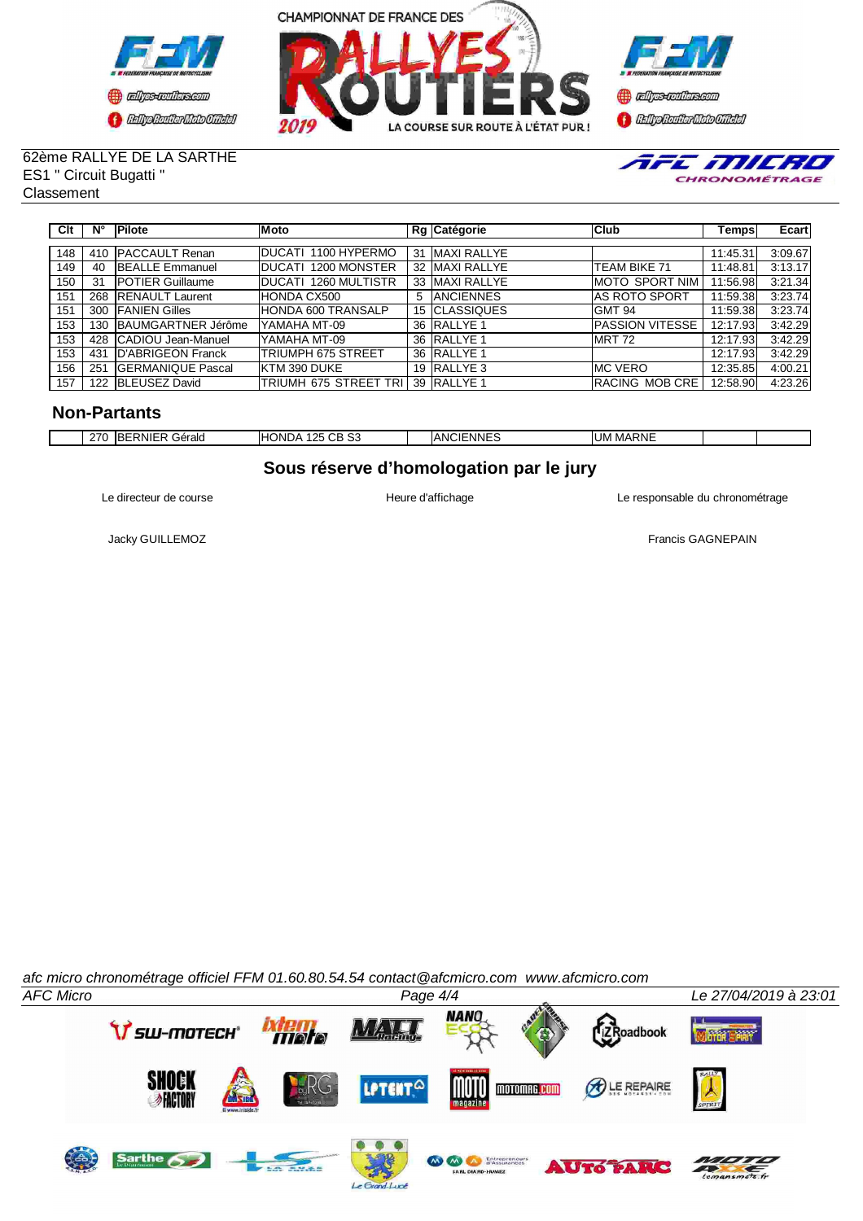62ème RALLYE DE LA SARTHE
ES1 " Circuit Bugatti "
Classement

| Clt | N° | Pilote | Moto | Rg | Catégorie | Club | Temps | Ecart |
|---|---|---|---|---|---|---|---|---|
| 148 | 410 | PACCAULT Renan | DUCATI 1100 HYPERMO | 31 | MAXI RALLYE | | 11:45.31 | 3:09.67 |
| 149 | 40 | BEALLE Emmanuel | DUCATI 1200 MONSTER | 32 | MAXI RALLYE | TEAM BIKE 71 | 11:48.81 | 3:13.17 |
| 150 | 31 | POTIER Guillaume | DUCATI 1260 MULTISTR | 33 | MAXI RALLYE | MOTO SPORT NIM | 11:56.98 | 3:21.34 |
| 151 | 268 | RENAULT Laurent | HONDA CX500 | 5 | ANCIENNES | AS ROTO SPORT | 11:59.38 | 3:23.74 |
| 151 | 300 | FANIEN Gilles | HONDA 600 TRANSALP | 15 | CLASSIQUES | GMT 94 | 11:59.38 | 3:23.74 |
| 153 | 130 | BAUMGARTNER Jérôme | YAMAHA MT-09 | 36 | RALLYE 1 | PASSION VITESSE | 12:17.93 | 3:42.29 |
| 153 | 428 | CADIOU Jean-Manuel | YAMAHA MT-09 | 36 | RALLYE 1 | MRT 72 | 12:17.93 | 3:42.29 |
| 153 | 431 | D'ABRIGEON Franck | TRIUMPH 675 STREET | 36 | RALLYE 1 | | 12:17.93 | 3:42.29 |
| 156 | 251 | GERMANIQUE Pascal | KTM 390 DUKE | 19 | RALLYE 3 | MC VERO | 12:35.85 | 4:00.21 |
| 157 | 122 | BLEUSEZ David | TRIUMH 675 STREET TRI | 39 | RALLYE 1 | RACING MOB CRE | 12:58.90 | 4:23.26 |

## Non-Partants

| | | | | | | | | |
|---|---|---|---|---|---|---|---|---|
| | 270 | BERNIER Gérald | HONDA 125 CB S3 | | ANCIENNES | UM MARNE | | |

## Sous réserve d'homologation par le jury

Le directeur de course — Heure d'affichage — Le responsable du chronométrage

Jacky GUILLEMOZ — Francis GAGNEPAIN

*afc micro chronométrage officiel FFM 01.60.80.54.54 contact@afcmicro.com www.afcmicro.com*

*AFC Micro* — *Le 27/04/2019 à 23:01*